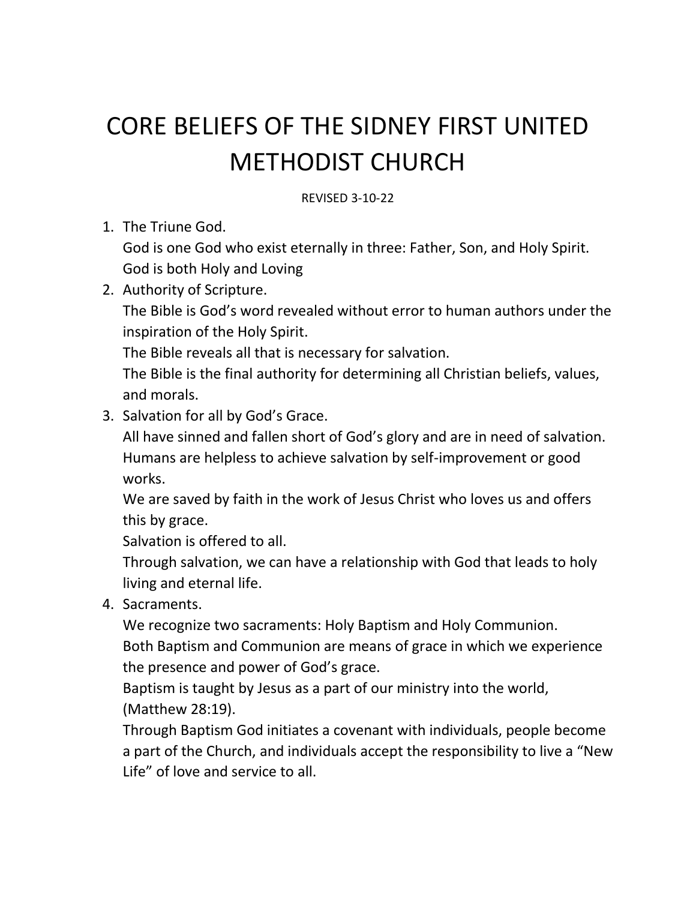# CORE BELIEFS OF THE SIDNEY FIRST UNITED METHODIST CHURCH

REVISED 3-10-22

1. The Triune God.
   God is one God who exist eternally in three: Father, Son, and Holy Spirit.
   God is both Holy and Loving
2. Authority of Scripture.
   The Bible is God's word revealed without error to human authors under the inspiration of the Holy Spirit.
   The Bible reveals all that is necessary for salvation.
   The Bible is the final authority for determining all Christian beliefs, values, and morals.
3. Salvation for all by God's Grace.
   All have sinned and fallen short of God's glory and are in need of salvation.
   Humans are helpless to achieve salvation by self-improvement or good works.
   We are saved by faith in the work of Jesus Christ who loves us and offers this by grace.
   Salvation is offered to all.
   Through salvation, we can have a relationship with God that leads to holy living and eternal life.
4. Sacraments.
   We recognize two sacraments: Holy Baptism and Holy Communion.
   Both Baptism and Communion are means of grace in which we experience the presence and power of God's grace.
   Baptism is taught by Jesus as a part of our ministry into the world, (Matthew 28:19).
   Through Baptism God initiates a covenant with individuals, people become a part of the Church, and individuals accept the responsibility to live a "New Life" of love and service to all.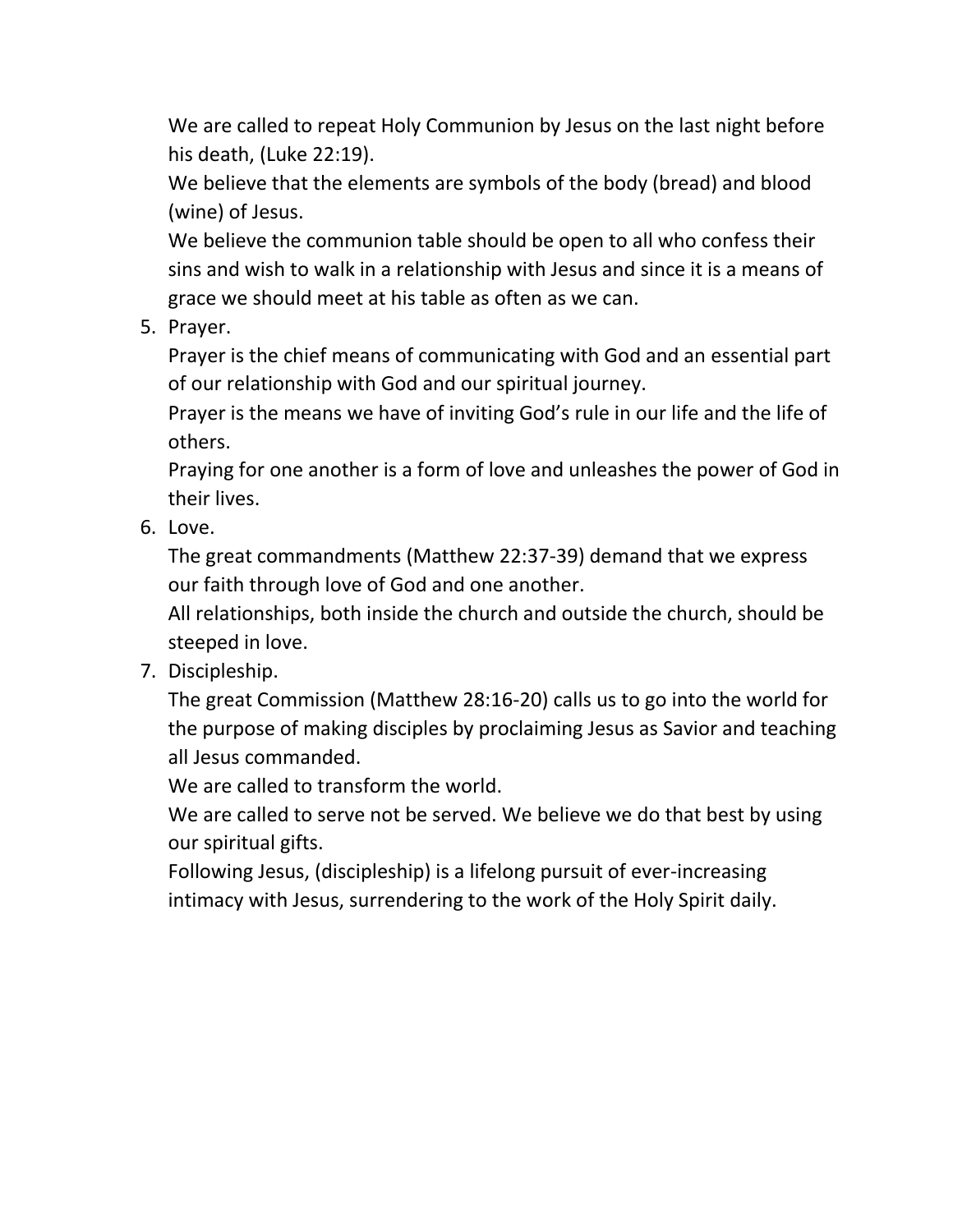We are called to repeat Holy Communion by Jesus on the last night before his death, (Luke 22:19).
We believe that the elements are symbols of the body (bread) and blood (wine) of Jesus.
We believe the communion table should be open to all who confess their sins and wish to walk in a relationship with Jesus and since it is a means of grace we should meet at his table as often as we can.

5. Prayer.
   Prayer is the chief means of communicating with God and an essential part of our relationship with God and our spiritual journey.
   Prayer is the means we have of inviting God's rule in our life and the life of others.
   Praying for one another is a form of love and unleashes the power of God in their lives.
6. Love.
   The great commandments (Matthew 22:37-39) demand that we express our faith through love of God and one another.
   All relationships, both inside the church and outside the church, should be steeped in love.
7. Discipleship.
   The great Commission (Matthew 28:16-20) calls us to go into the world for the purpose of making disciples by proclaiming Jesus as Savior and teaching all Jesus commanded.
   We are called to transform the world.
   We are called to serve not be served. We believe we do that best by using our spiritual gifts.
   Following Jesus, (discipleship) is a lifelong pursuit of ever-increasing intimacy with Jesus, surrendering to the work of the Holy Spirit daily.